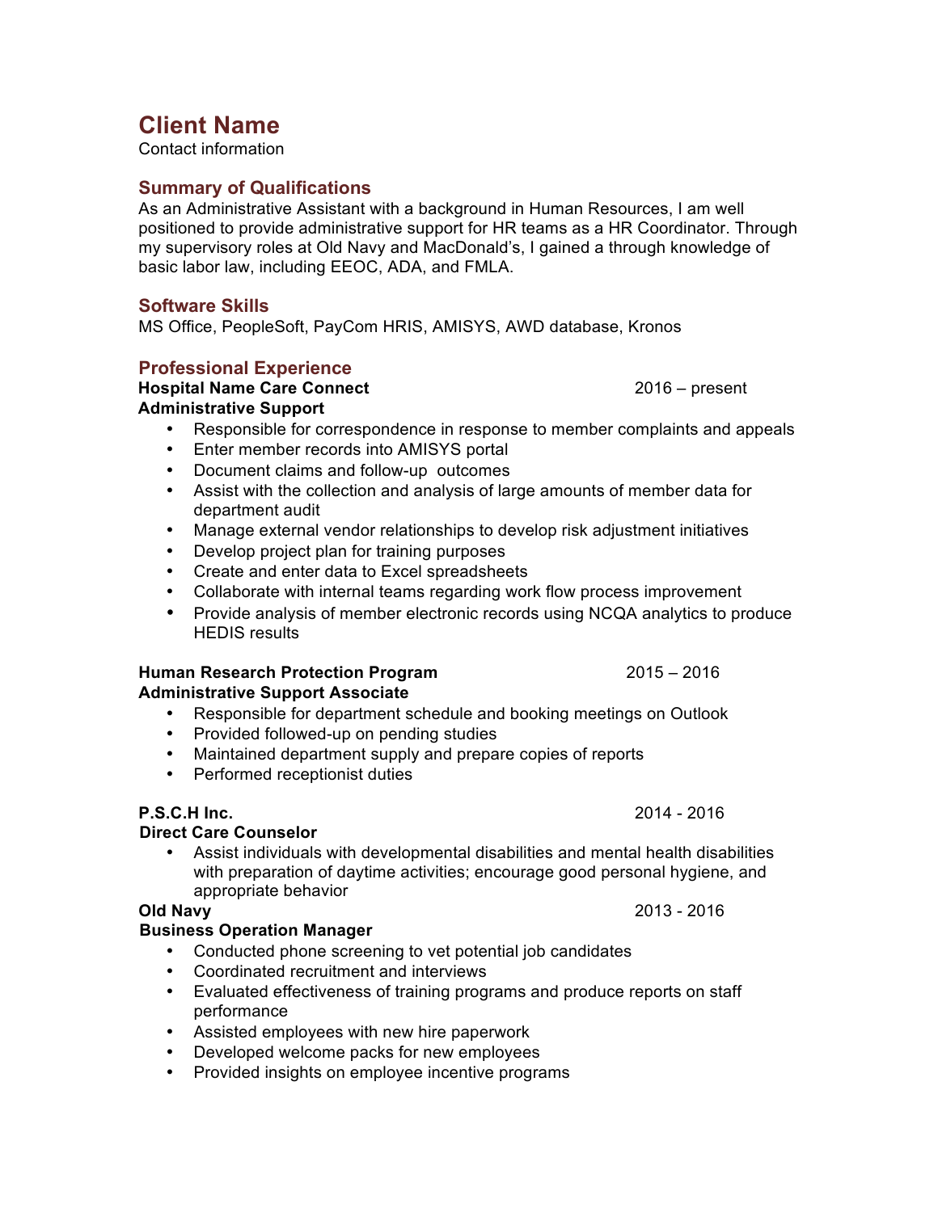# Client Name

Contact information

## Summary of Qualifications

As an Administrative Assistant with a background in Human Resources, I am well positioned to provide administrative support for HR teams as a HR Coordinator. Through my supervisory roles at Old Navy and MacDonald's, I gained a through knowledge of basic labor law, including EEOC, ADA, and FMLA.

## Software Skills

MS Office, PeopleSoft, PayCom HRIS, AMISYS, AWD database, Kronos

## Professional Experience

**Hospital Name Care Connect** 2016 – present
**Administrative Support**

- Responsible for correspondence in response to member complaints and appeals
- Enter member records into AMISYS portal
- Document claims and follow-up outcomes
- Assist with the collection and analysis of large amounts of member data for department audit
- Manage external vendor relationships to develop risk adjustment initiatives
- Develop project plan for training purposes
- Create and enter data to Excel spreadsheets
- Collaborate with internal teams regarding work flow process improvement
- Provide analysis of member electronic records using NCQA analytics to produce HEDIS results

**Human Research Protection Program** 2015 – 2016
**Administrative Support Associate**

- Responsible for department schedule and booking meetings on Outlook
- Provided followed-up on pending studies
- Maintained department supply and prepare copies of reports
- Performed receptionist duties

**P.S.C.H Inc.** 2014 - 2016
**Direct Care Counselor**

- Assist individuals with developmental disabilities and mental health disabilities with preparation of daytime activities; encourage good personal hygiene, and appropriate behavior

**Old Navy** 2013 - 2016
**Business Operation Manager**

- Conducted phone screening to vet potential job candidates
- Coordinated recruitment and interviews
- Evaluated effectiveness of training programs and produce reports on staff performance
- Assisted employees with new hire paperwork
- Developed welcome packs for new employees
- Provided insights on employee incentive programs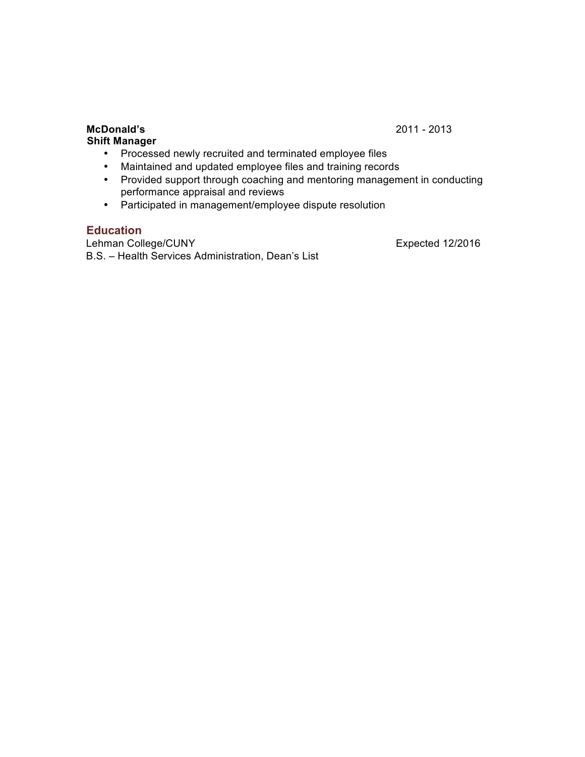**McDonald's** 2011 - 2013
**Shift Manager**

- Processed newly recruited and terminated employee files
- Maintained and updated employee files and training records
- Provided support through coaching and mentoring management in conducting performance appraisal and reviews
- Participated in management/employee dispute resolution

## Education

Lehman College/CUNY Expected 12/2016
B.S. – Health Services Administration, Dean's List